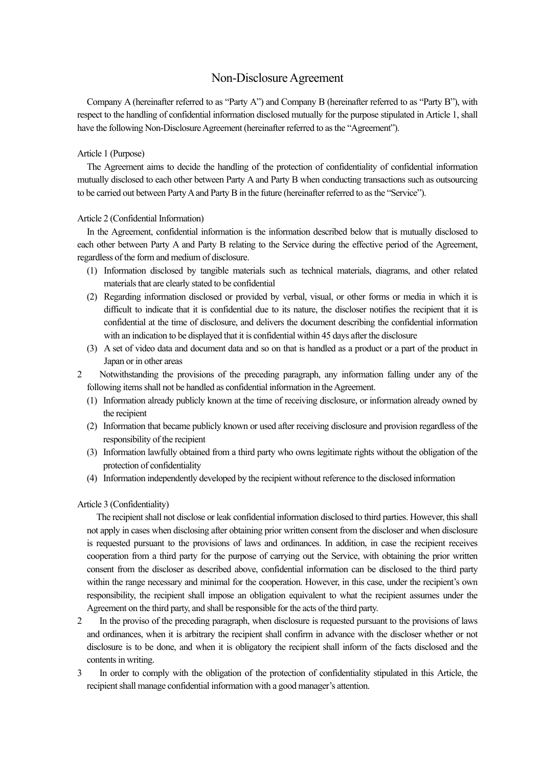# Non-Disclosure Agreement

Company A (hereinafter referred to as "Party A") and Company B (hereinafter referred to as "Party B"), with respect to the handling of confidential information disclosed mutually for the purpose stipulated in Article 1, shall have the following Non-Disclosure Agreement (hereinafter referred to as the "Agreement").

Article 1 (Purpose)

The Agreement aims to decide the handling of the protection of confidentiality of confidential information mutually disclosed to each other between Party A and Party B when conducting transactions such as outsourcing to be carried out between Party A and Party B in the future (hereinafter referred to as the "Service").

Article 2 (Confidential Information)

In the Agreement, confidential information is the information described below that is mutually disclosed to each other between Party A and Party B relating to the Service during the effective period of the Agreement, regardless of the form and medium of disclosure.

(1) Information disclosed by tangible materials such as technical materials, diagrams, and other related materials that are clearly stated to be confidential

(2) Regarding information disclosed or provided by verbal, visual, or other forms or media in which it is difficult to indicate that it is confidential due to its nature, the discloser notifies the recipient that it is confidential at the time of disclosure, and delivers the document describing the confidential information with an indication to be displayed that it is confidential within 45 days after the disclosure

(3) A set of video data and document data and so on that is handled as a product or a part of the product in Japan or in other areas

2 Notwithstanding the provisions of the preceding paragraph, any information falling under any of the following items shall not be handled as confidential information in the Agreement.

(1) Information already publicly known at the time of receiving disclosure, or information already owned by the recipient

(2) Information that became publicly known or used after receiving disclosure and provision regardless of the responsibility of the recipient

(3) Information lawfully obtained from a third party who owns legitimate rights without the obligation of the protection of confidentiality

(4) Information independently developed by the recipient without reference to the disclosed information

Article 3 (Confidentiality)

The recipient shall not disclose or leak confidential information disclosed to third parties. However, this shall not apply in cases when disclosing after obtaining prior written consent from the discloser and when disclosure is requested pursuant to the provisions of laws and ordinances. In addition, in case the recipient receives cooperation from a third party for the purpose of carrying out the Service, with obtaining the prior written consent from the discloser as described above, confidential information can be disclosed to the third party within the range necessary and minimal for the cooperation. However, in this case, under the recipient's own responsibility, the recipient shall impose an obligation equivalent to what the recipient assumes under the Agreement on the third party, and shall be responsible for the acts of the third party.

2 In the proviso of the preceding paragraph, when disclosure is requested pursuant to the provisions of laws and ordinances, when it is arbitrary the recipient shall confirm in advance with the discloser whether or not disclosure is to be done, and when it is obligatory the recipient shall inform of the facts disclosed and the contents in writing.

3 In order to comply with the obligation of the protection of confidentiality stipulated in this Article, the recipient shall manage confidential information with a good manager's attention.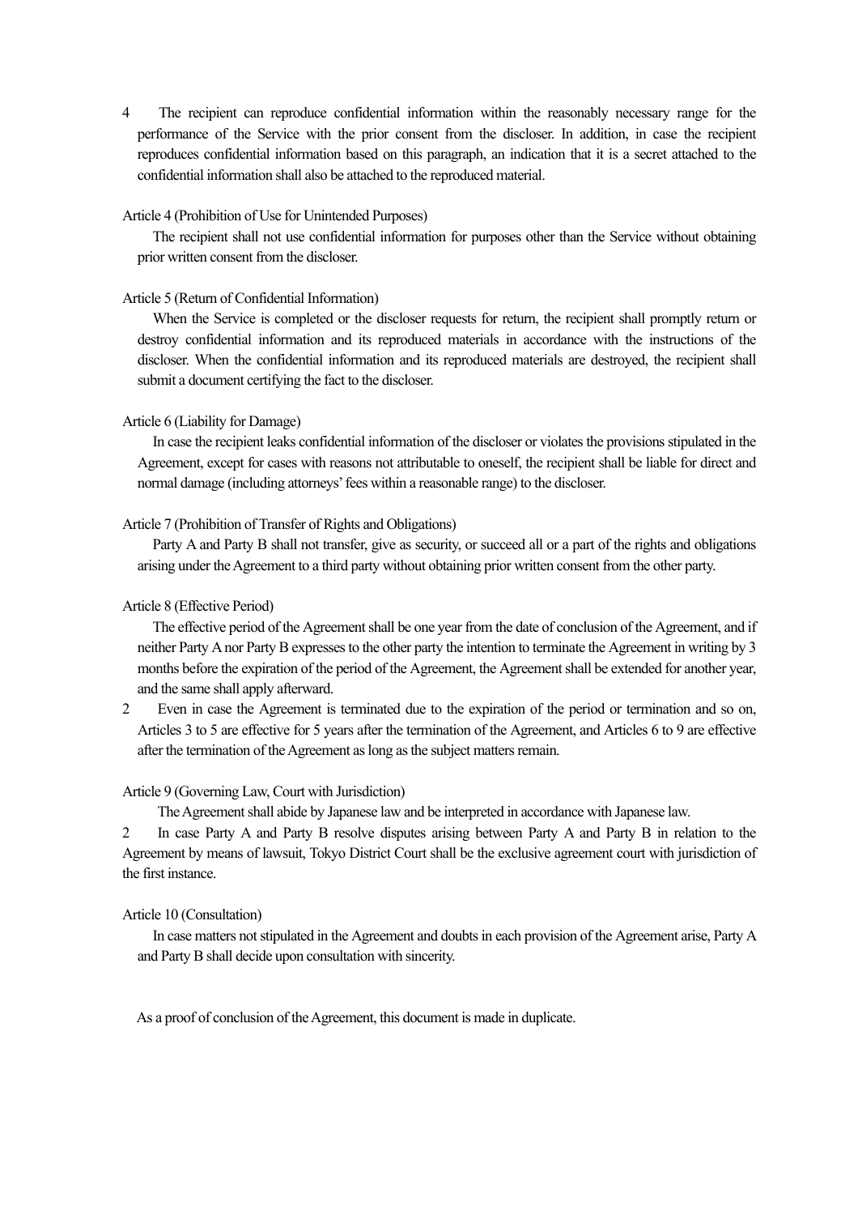4 The recipient can reproduce confidential information within the reasonably necessary range for the performance of the Service with the prior consent from the discloser. In addition, in case the recipient reproduces confidential information based on this paragraph, an indication that it is a secret attached to the confidential information shall also be attached to the reproduced material.

Article 4 (Prohibition of Use for Unintended Purposes)

The recipient shall not use confidential information for purposes other than the Service without obtaining prior written consent from the discloser.

Article 5 (Return of Confidential Information)

When the Service is completed or the discloser requests for return, the recipient shall promptly return or destroy confidential information and its reproduced materials in accordance with the instructions of the discloser. When the confidential information and its reproduced materials are destroyed, the recipient shall submit a document certifying the fact to the discloser.

Article 6 (Liability for Damage)

In case the recipient leaks confidential information of the discloser or violates the provisions stipulated in the Agreement, except for cases with reasons not attributable to oneself, the recipient shall be liable for direct and normal damage (including attorneys' fees within a reasonable range) to the discloser.

Article 7 (Prohibition of Transfer of Rights and Obligations)

Party A and Party B shall not transfer, give as security, or succeed all or a part of the rights and obligations arising under the Agreement to a third party without obtaining prior written consent from the other party.

Article 8 (Effective Period)

The effective period of the Agreement shall be one year from the date of conclusion of the Agreement, and if neither Party A nor Party B expresses to the other party the intention to terminate the Agreement in writing by 3 months before the expiration of the period of the Agreement, the Agreement shall be extended for another year, and the same shall apply afterward.

2 Even in case the Agreement is terminated due to the expiration of the period or termination and so on, Articles 3 to 5 are effective for 5 years after the termination of the Agreement, and Articles 6 to 9 are effective after the termination of the Agreement as long as the subject matters remain.

Article 9 (Governing Law, Court with Jurisdiction)

The Agreement shall abide by Japanese law and be interpreted in accordance with Japanese law.

2 In case Party A and Party B resolve disputes arising between Party A and Party B in relation to the Agreement by means of lawsuit, Tokyo District Court shall be the exclusive agreement court with jurisdiction of the first instance.

Article 10 (Consultation)

In case matters not stipulated in the Agreement and doubts in each provision of the Agreement arise, Party A and Party B shall decide upon consultation with sincerity.

As a proof of conclusion of the Agreement, this document is made in duplicate.